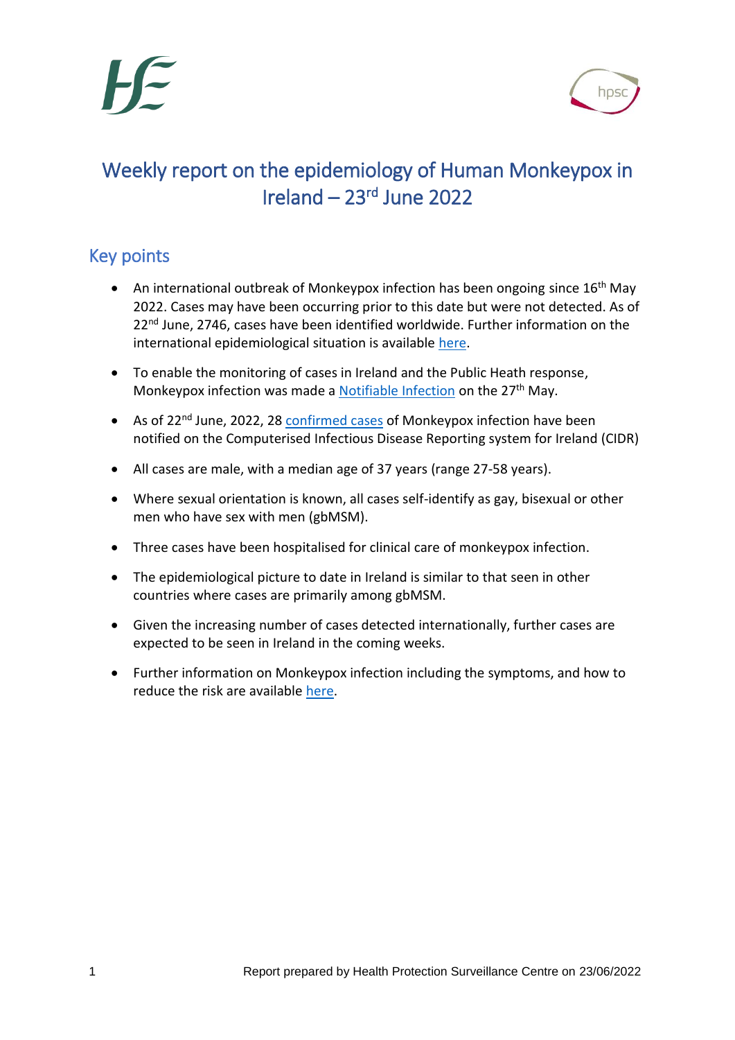# Weekly report on the epidemiology of Human Monkeypox in Ireland – 23rd June 2022

## Key points

- An international outbreak of Monkeypox infection has been ongoing since 16th May 2022. Cases may have been occurring prior to this date but were not detected. As of 22nd June, 2746, cases have been identified worldwide. Further information on the international epidemiological situation is available here.
- To enable the monitoring of cases in Ireland and the Public Heath response, Monkeypox infection was made a Notifiable Infection on the 27th May.
- As of 22nd June, 2022, 28 confirmed cases of Monkeypox infection have been notified on the Computerised Infectious Disease Reporting system for Ireland (CIDR)
- All cases are male, with a median age of 37 years (range 27-58 years).
- Where sexual orientation is known, all cases self-identify as gay, bisexual or other men who have sex with men (gbMSM).
- Three cases have been hospitalised for clinical care of monkeypox infection.
- The epidemiological picture to date in Ireland is similar to that seen in other countries where cases are primarily among gbMSM.
- Given the increasing number of cases detected internationally, further cases are expected to be seen in Ireland in the coming weeks.
- Further information on Monkeypox infection including the symptoms, and how to reduce the risk are available here.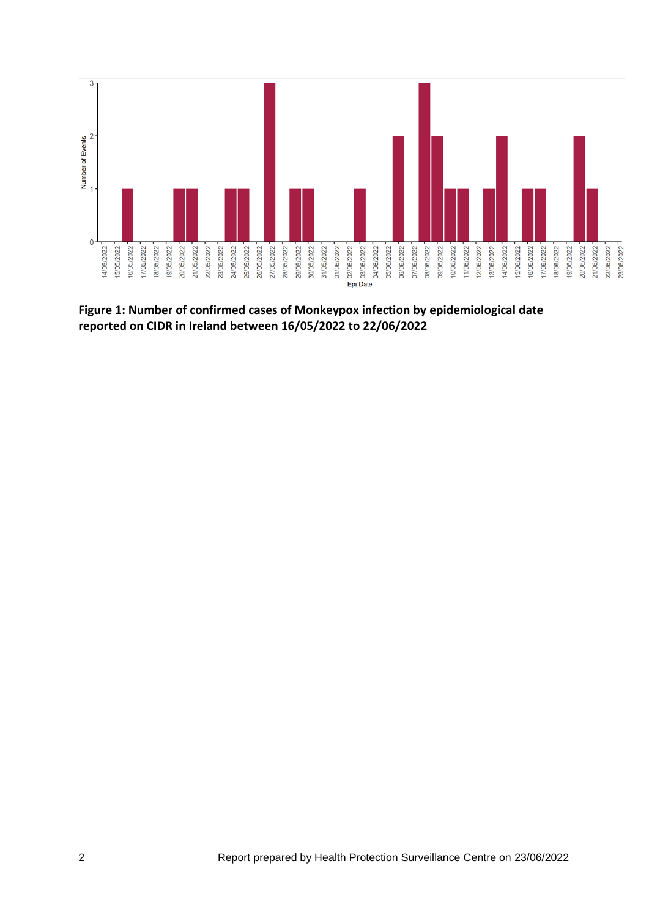**Figure 1: Number of confirmed cases of Monkeypox infection by epidemiological date reported on CIDR in Ireland between 16/05/2022 to 22/06/2022**

Report prepared by Health Protection Surveillance Centre on 23/06/2022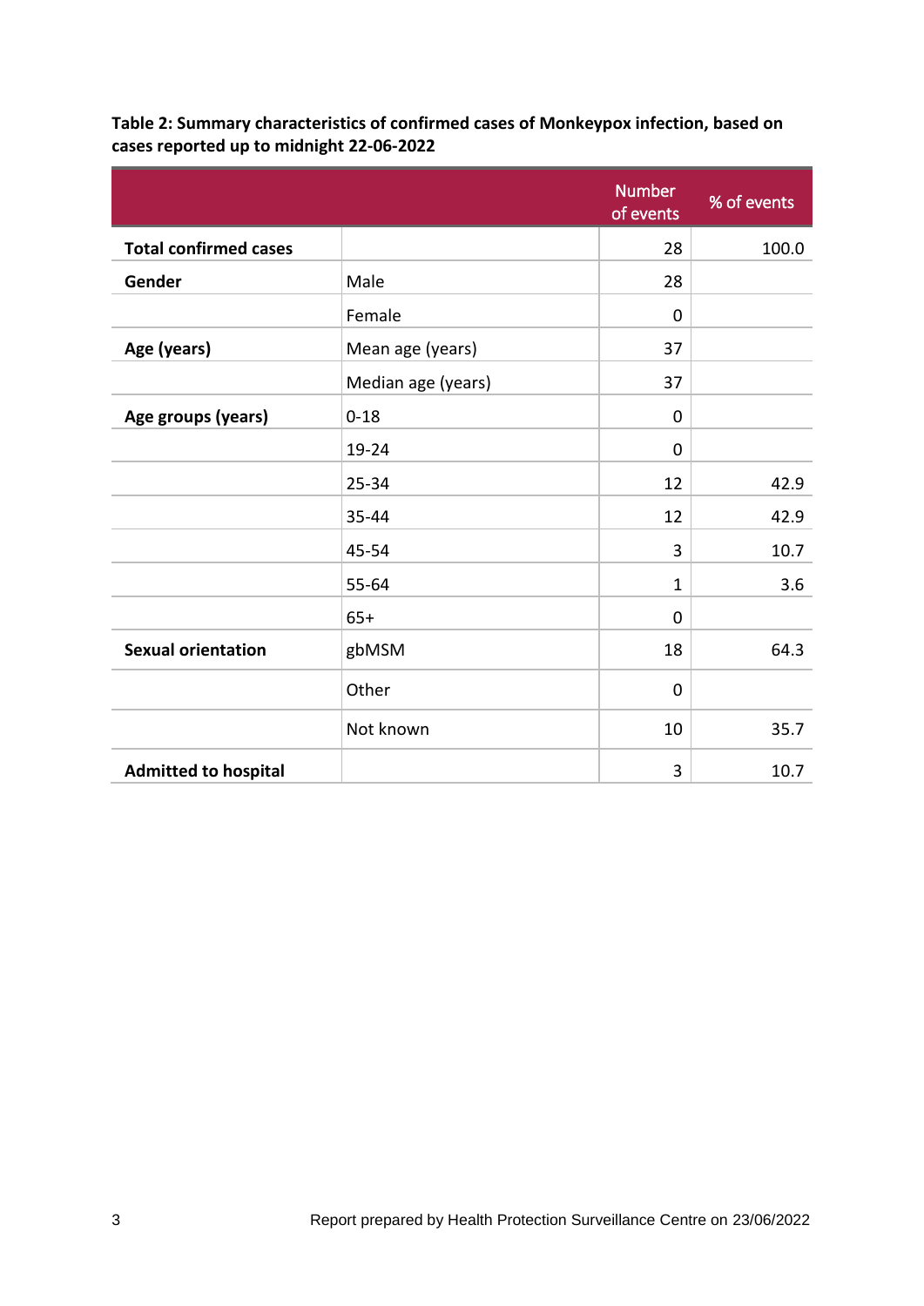**Table 2: Summary characteristics of confirmed cases of Monkeypox infection, based on cases reported up to midnight 22-06-2022**

| | | Number of events | % of events |
|---|---|---|---|
| **Total confirmed cases** | | 28 | 100.0 |
| **Gender** | Male | 28 | |
| | Female | 0 | |
| **Age (years)** | Mean age (years) | 37 | |
| | Median age (years) | 37 | |
| **Age groups (years)** | 0-18 | 0 | |
| | 19-24 | 0 | |
| | 25-34 | 12 | 42.9 |
| | 35-44 | 12 | 42.9 |
| | 45-54 | 3 | 10.7 |
| | 55-64 | 1 | 3.6 |
| | 65+ | 0 | |
| **Sexual orientation** | gbMSM | 18 | 64.3 |
| | Other | 0 | |
| | Not known | 10 | 35.7 |
| **Admitted to hospital** | | 3 | 10.7 |

Report prepared by Health Protection Surveillance Centre on 23/06/2022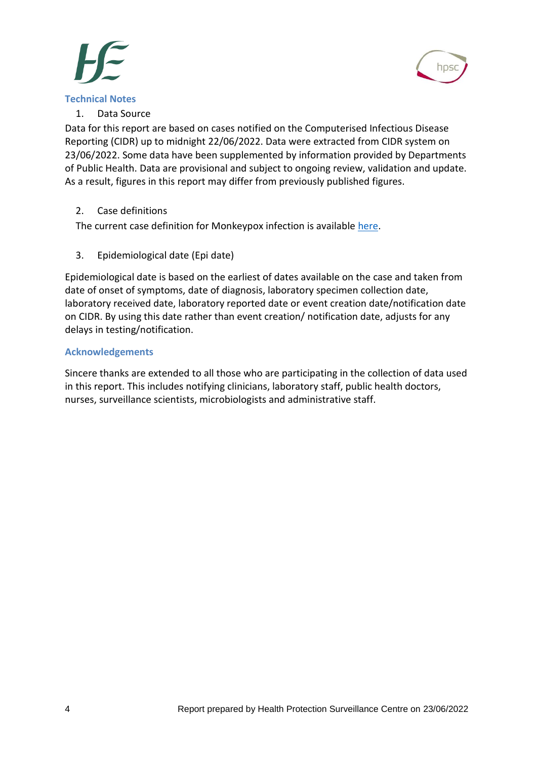## Technical Notes

1. Data Source

Data for this report are based on cases notified on the Computerised Infectious Disease Reporting (CIDR) up to midnight 22/06/2022. Data were extracted from CIDR system on 23/06/2022. Some data have been supplemented by information provided by Departments of Public Health. Data are provisional and subject to ongoing review, validation and update. As a result, figures in this report may differ from previously published figures.

2. Case definitions

The current case definition for Monkeypox infection is available here.

3. Epidemiological date (Epi date)

Epidemiological date is based on the earliest of dates available on the case and taken from date of onset of symptoms, date of diagnosis, laboratory specimen collection date, laboratory received date, laboratory reported date or event creation date/notification date on CIDR. By using this date rather than event creation/ notification date, adjusts for any delays in testing/notification.

## Acknowledgements

Sincere thanks are extended to all those who are participating in the collection of data used in this report. This includes notifying clinicians, laboratory staff, public health doctors, nurses, surveillance scientists, microbiologists and administrative staff.